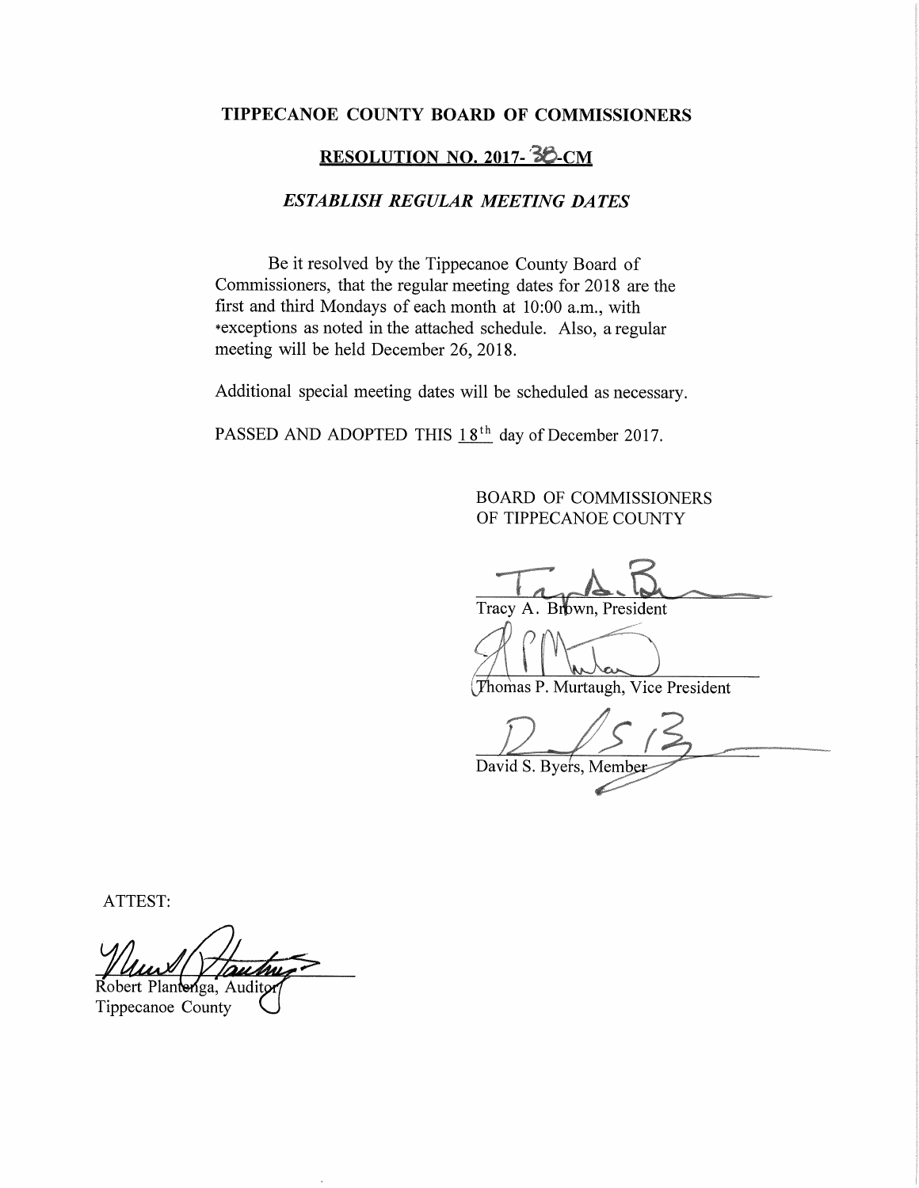# TIPPECANOE COUNTY BOARD OF COMMISSIONERS

## RESOLUTION NO. 2017-38-CM

### *ESTABLISH REGULAR MEETING DATES*

Be it resolved by the Tippecanoe County Board of Commissioners, that the regular meeting dates for 2018 are the first and third Mondays of each month at 10:00 a.m., with *exceptions as noted in the attached schedule. Also, a regular meeting will be held December 26, 2018.

Additional special meeting dates will be scheduled as necessary.

PASSED AND ADOPTED THIS 18th day of December 2017.

BOARD OF COMMISSIONERS
OF TIPPECANOE COUNTY

Tracy A. Brown, President

Thomas P. Murtaugh, Vice President

David S. Byers, Member

ATTEST:

Robert Plantenga, Auditor
Tippecanoe County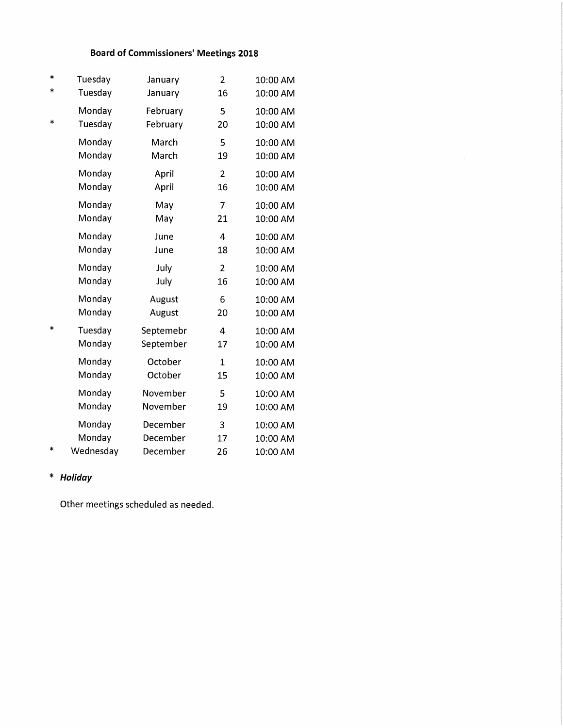## Board of Commissioners' Meetings 2018

| | | | | |
|---|---|---|---|---|
| * | Tuesday | January | 2 | 10:00 AM |
| * | Tuesday | January | 16 | 10:00 AM |
| | Monday | February | 5 | 10:00 AM |
| * | Tuesday | February | 20 | 10:00 AM |
| | Monday | March | 5 | 10:00 AM |
| | Monday | March | 19 | 10:00 AM |
| | Monday | April | 2 | 10:00 AM |
| | Monday | April | 16 | 10:00 AM |
| | Monday | May | 7 | 10:00 AM |
| | Monday | May | 21 | 10:00 AM |
| | Monday | June | 4 | 10:00 AM |
| | Monday | June | 18 | 10:00 AM |
| | Monday | July | 2 | 10:00 AM |
| | Monday | July | 16 | 10:00 AM |
| | Monday | August | 6 | 10:00 AM |
| | Monday | August | 20 | 10:00 AM |
| * | Tuesday | Septemebr | 4 | 10:00 AM |
| | Monday | September | 17 | 10:00 AM |
| | Monday | October | 1 | 10:00 AM |
| | Monday | October | 15 | 10:00 AM |
| | Monday | November | 5 | 10:00 AM |
| | Monday | November | 19 | 10:00 AM |
| | Monday | December | 3 | 10:00 AM |
| | Monday | December | 17 | 10:00 AM |
| * | Wednesday | December | 26 | 10:00 AM |

\* ***Holiday***

Other meetings scheduled as needed.